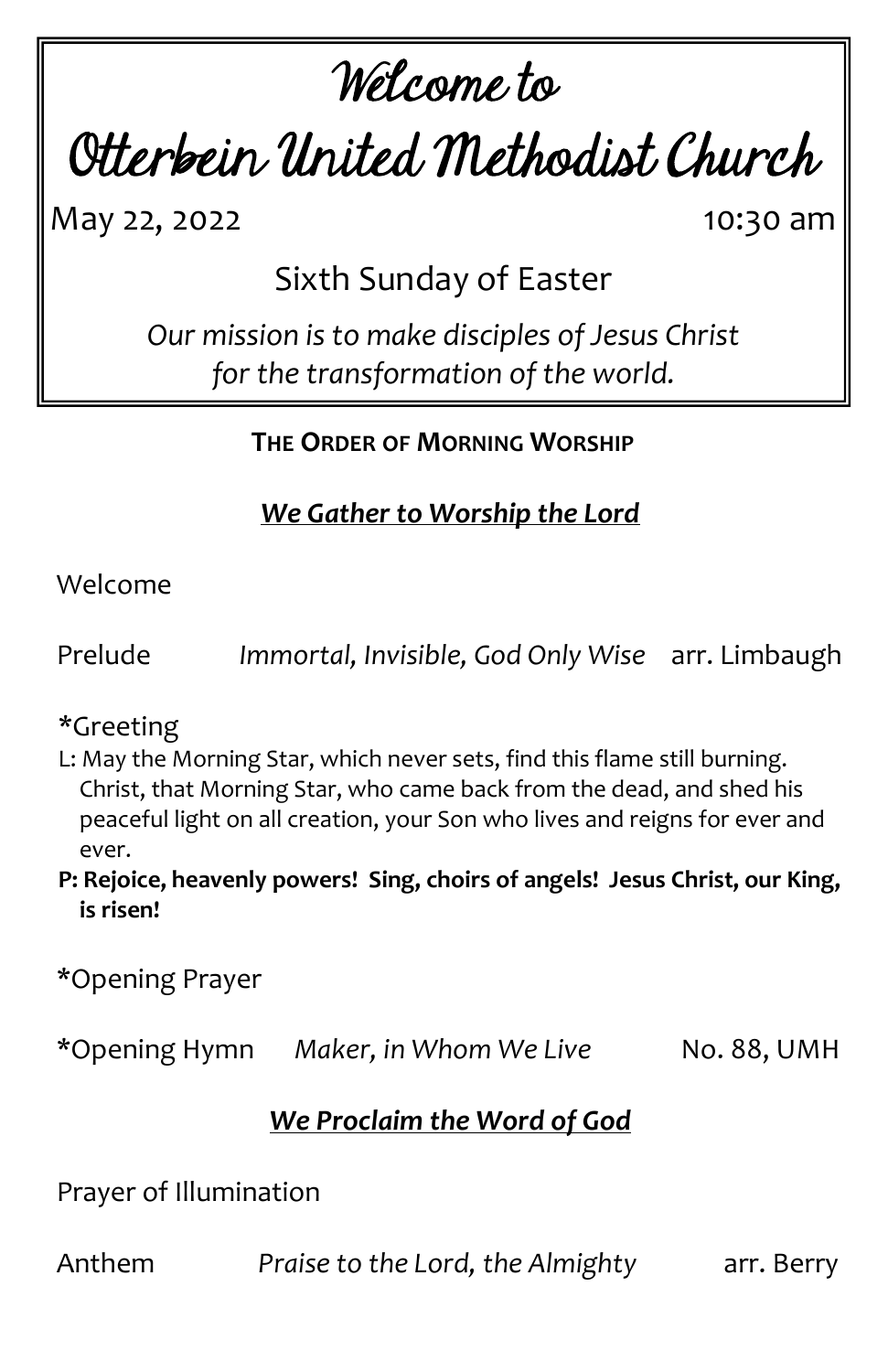# Welcome to
# Otterbein United Methodist Church

May 22, 2022 10:30 am

## Sixth Sunday of Easter

*Our mission is to make disciples of Jesus Christ for the transformation of the world.*

### THE ORDER OF MORNING WORSHIP

***We Gather to Worship the Lord***

Welcome

Prelude *Immortal, Invisible, God Only Wise* arr. Limbaugh

*Greeting

L: May the Morning Star, which never sets, find this flame still burning. Christ, that Morning Star, who came back from the dead, and shed his peaceful light on all creation, your Son who lives and reigns for ever and ever.

**P: Rejoice, heavenly powers! Sing, choirs of angels! Jesus Christ, our King, is risen!**

*Opening Prayer

*Opening Hymn *Maker, in Whom We Live* No. 88, UMH

***We Proclaim the Word of God***

Prayer of Illumination

Anthem *Praise to the Lord, the Almighty* arr. Berry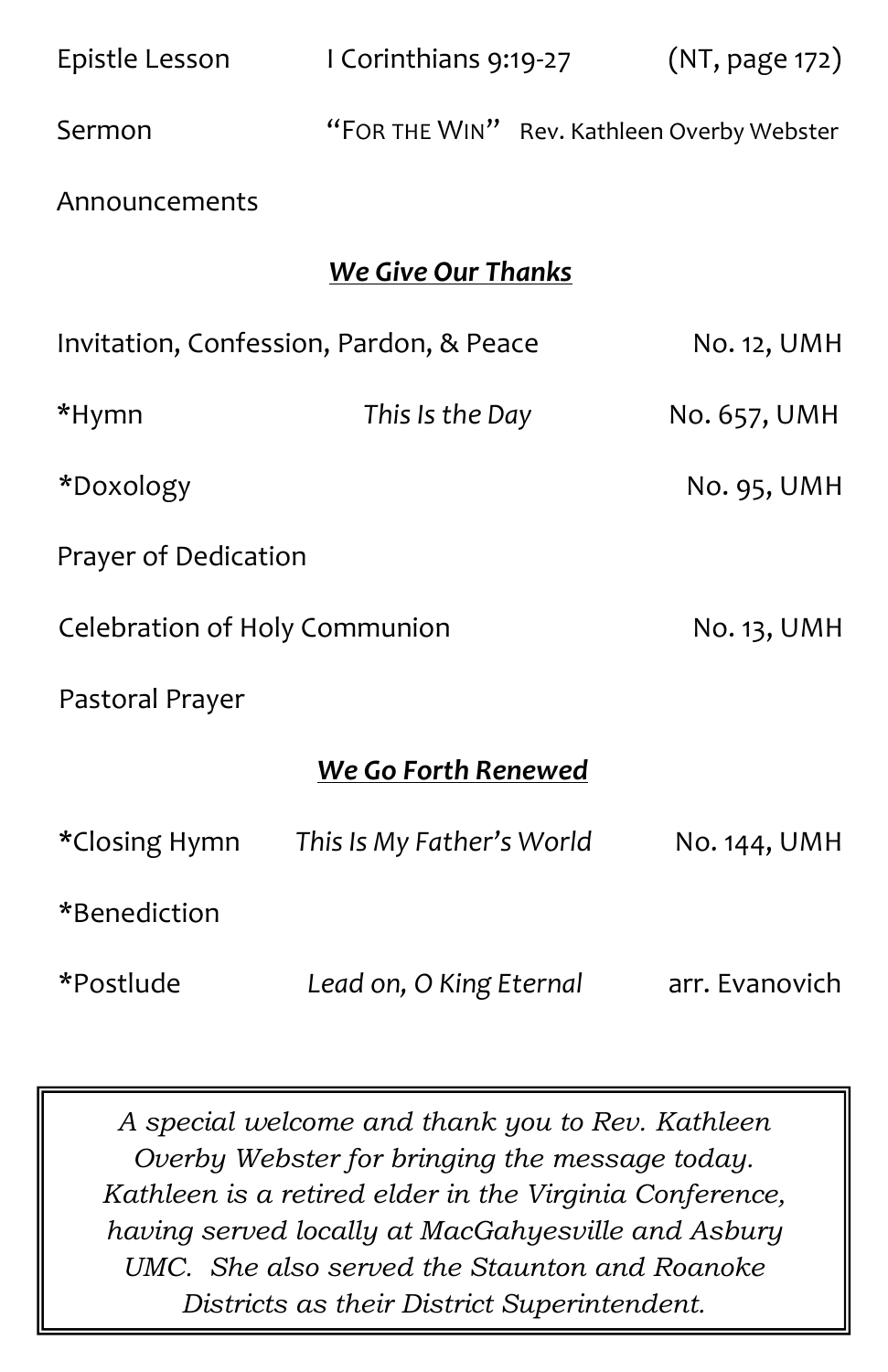Epistle Lesson I Corinthians 9:19-27 (NT, page 172)

Sermon "FOR THE WIN" Rev. Kathleen Overby Webster

Announcements

***We Give Our Thanks***

Invitation, Confession, Pardon, & Peace No. 12, UMH

*Hymn *This Is the Day* No. 657, UMH

*Doxology No. 95, UMH

Prayer of Dedication

Celebration of Holy Communion No. 13, UMH

Pastoral Prayer

***We Go Forth Renewed***

*Closing Hymn *This Is My Father's World* No. 144, UMH

*Benediction

*Postlude *Lead on, O King Eternal* arr. Evanovich

*A special welcome and thank you to Rev. Kathleen Overby Webster for bringing the message today. Kathleen is a retired elder in the Virginia Conference, having served locally at MacGahyesville and Asbury UMC. She also served the Staunton and Roanoke Districts as their District Superintendent.*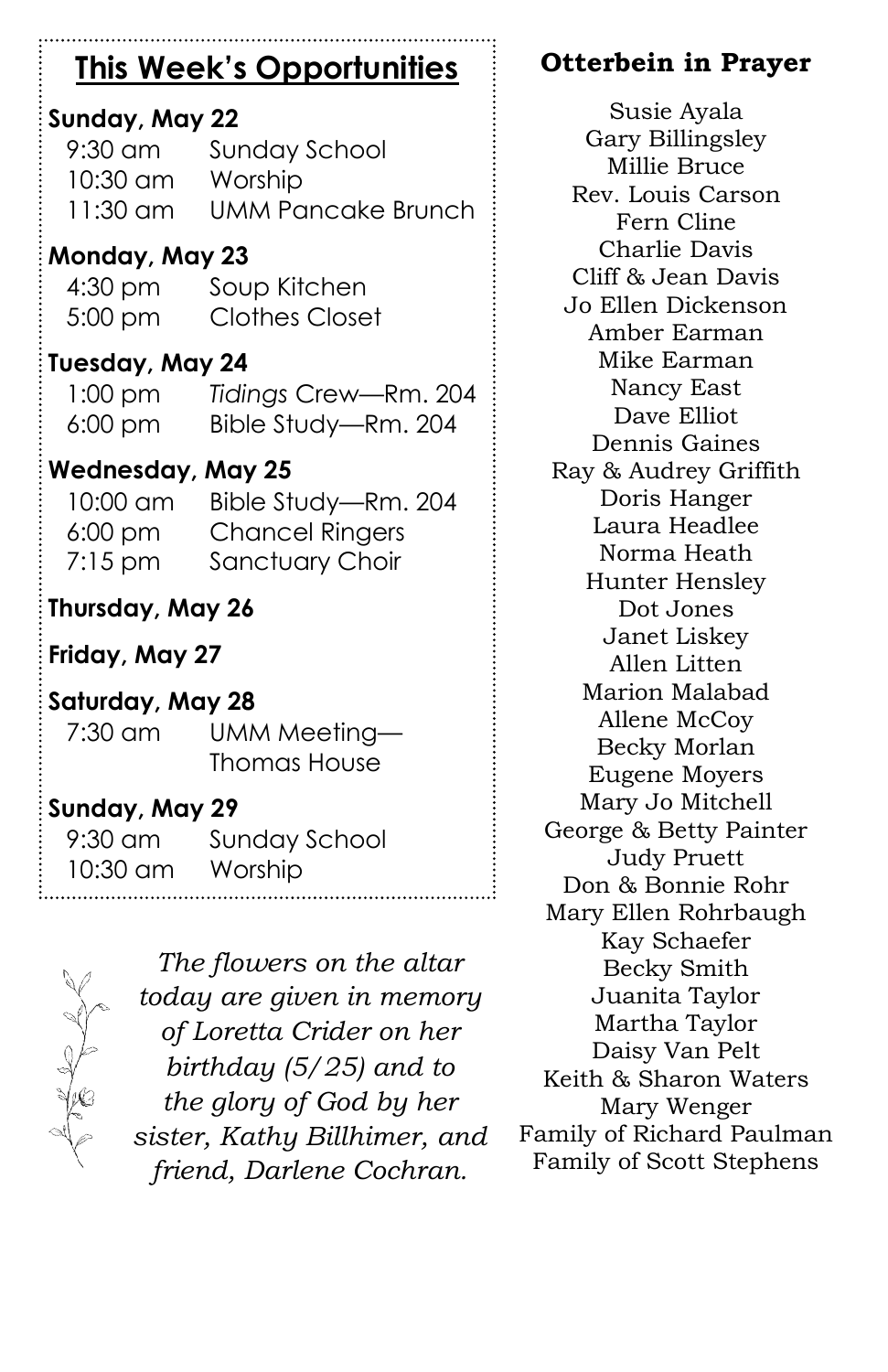## This Week's Opportunities

**Sunday, May 22**

| | |
|---|---|
| 9:30 am | Sunday School |
| 10:30 am | Worship |
| 11:30 am | UMM Pancake Brunch |

**Monday, May 23**

| | |
|---|---|
| 4:30 pm | Soup Kitchen |
| 5:00 pm | Clothes Closet |

**Tuesday, May 24**

| | |
|---|---|
| 1:00 pm | *Tidings* Crew—Rm. 204 |
| 6:00 pm | Bible Study—Rm. 204 |

**Wednesday, May 25**

| | |
|---|---|
| 10:00 am | Bible Study—Rm. 204 |
| 6:00 pm | Chancel Ringers |
| 7:15 pm | Sanctuary Choir |

**Thursday, May 26**

**Friday, May 27**

**Saturday, May 28**

| | |
|---|---|
| 7:30 am | UMM Meeting—Thomas House |

**Sunday, May 29**

| | |
|---|---|
| 9:30 am | Sunday School |
| 10:30 am | Worship |

*The flowers on the altar today are given in memory of Loretta Crider on her birthday (5/25) and to the glory of God by her sister, Kathy Billhimer, and friend, Darlene Cochran.*

## Otterbein in Prayer

Susie Ayala
Gary Billingsley
Millie Bruce
Rev. Louis Carson
Fern Cline
Charlie Davis
Cliff & Jean Davis
Jo Ellen Dickenson
Amber Earman
Mike Earman
Nancy East
Dave Elliot
Dennis Gaines
Ray & Audrey Griffith
Doris Hanger
Laura Headlee
Norma Heath
Hunter Hensley
Dot Jones
Janet Liskey
Allen Litten
Marion Malabad
Allene McCoy
Becky Morlan
Eugene Moyers
Mary Jo Mitchell
George & Betty Painter
Judy Pruett
Don & Bonnie Rohr
Mary Ellen Rohrbaugh
Kay Schaefer
Becky Smith
Juanita Taylor
Martha Taylor
Daisy Van Pelt
Keith & Sharon Waters
Mary Wenger
Family of Richard Paulman
Family of Scott Stephens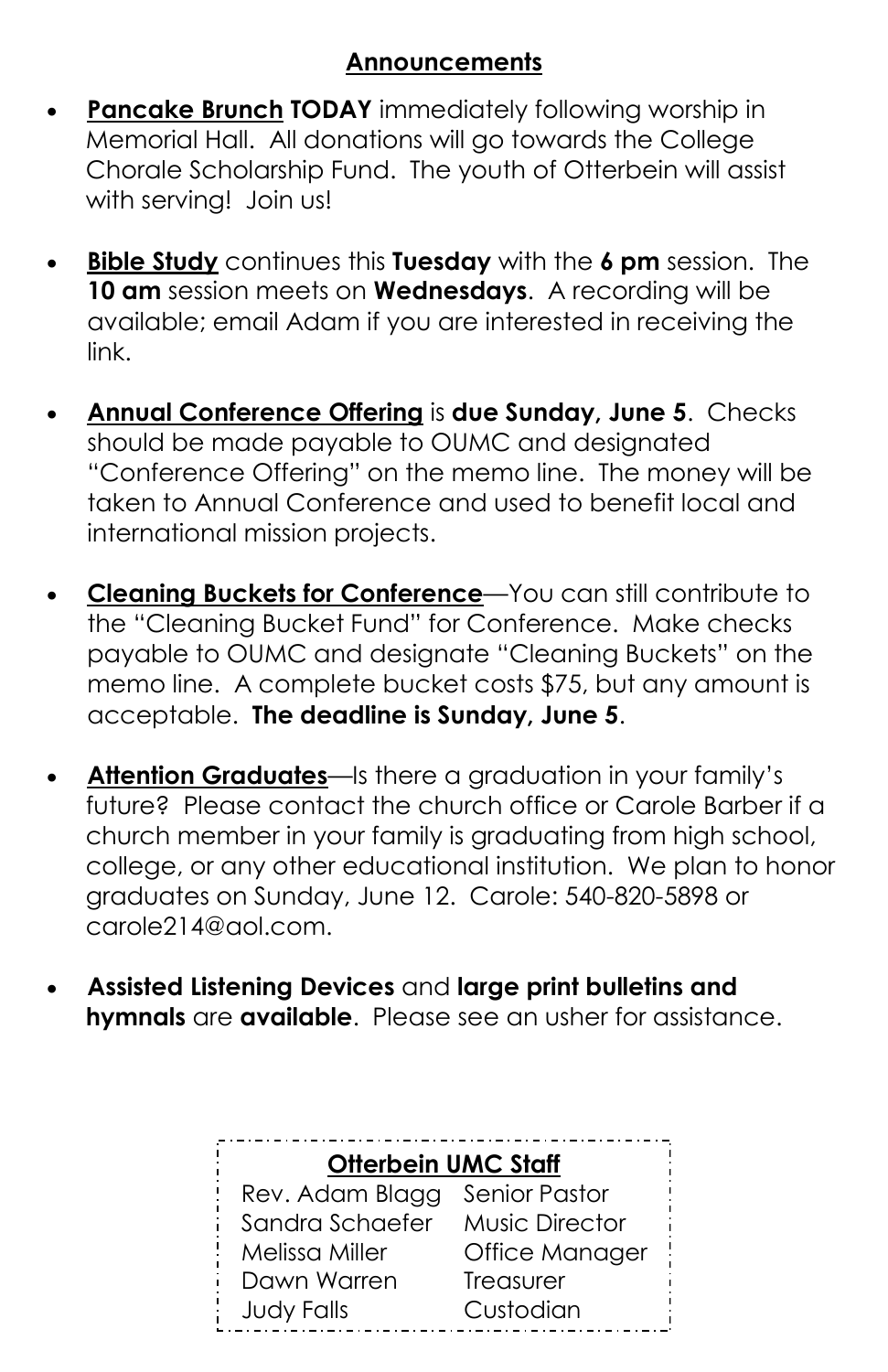## Announcements

- **Pancake Brunch TODAY** immediately following worship in Memorial Hall. All donations will go towards the College Chorale Scholarship Fund. The youth of Otterbein will assist with serving! Join us!

- **Bible Study** continues this **Tuesday** with the **6 pm** session. The **10 am** session meets on **Wednesdays**. A recording will be available; email Adam if you are interested in receiving the link.

- **Annual Conference Offering** is **due Sunday, June 5**. Checks should be made payable to OUMC and designated "Conference Offering" on the memo line. The money will be taken to Annual Conference and used to benefit local and international mission projects.

- **Cleaning Buckets for Conference**—You can still contribute to the "Cleaning Bucket Fund" for Conference. Make checks payable to OUMC and designate "Cleaning Buckets" on the memo line. A complete bucket costs $75, but any amount is acceptable. **The deadline is Sunday, June 5**.

- **Attention Graduates**—Is there a graduation in your family's future? Please contact the church office or Carole Barber if a church member in your family is graduating from high school, college, or any other educational institution. We plan to honor graduates on Sunday, June 12. Carole: 540-820-5898 or carole214@aol.com.

- **Assisted Listening Devices** and **large print bulletins and hymnals** are **available**. Please see an usher for assistance.

**Otterbein UMC Staff**

| | |
|---|---|
| Rev. Adam Blagg | Senior Pastor |
| Sandra Schaefer | Music Director |
| Melissa Miller | Office Manager |
| Dawn Warren | Treasurer |
| Judy Falls | Custodian |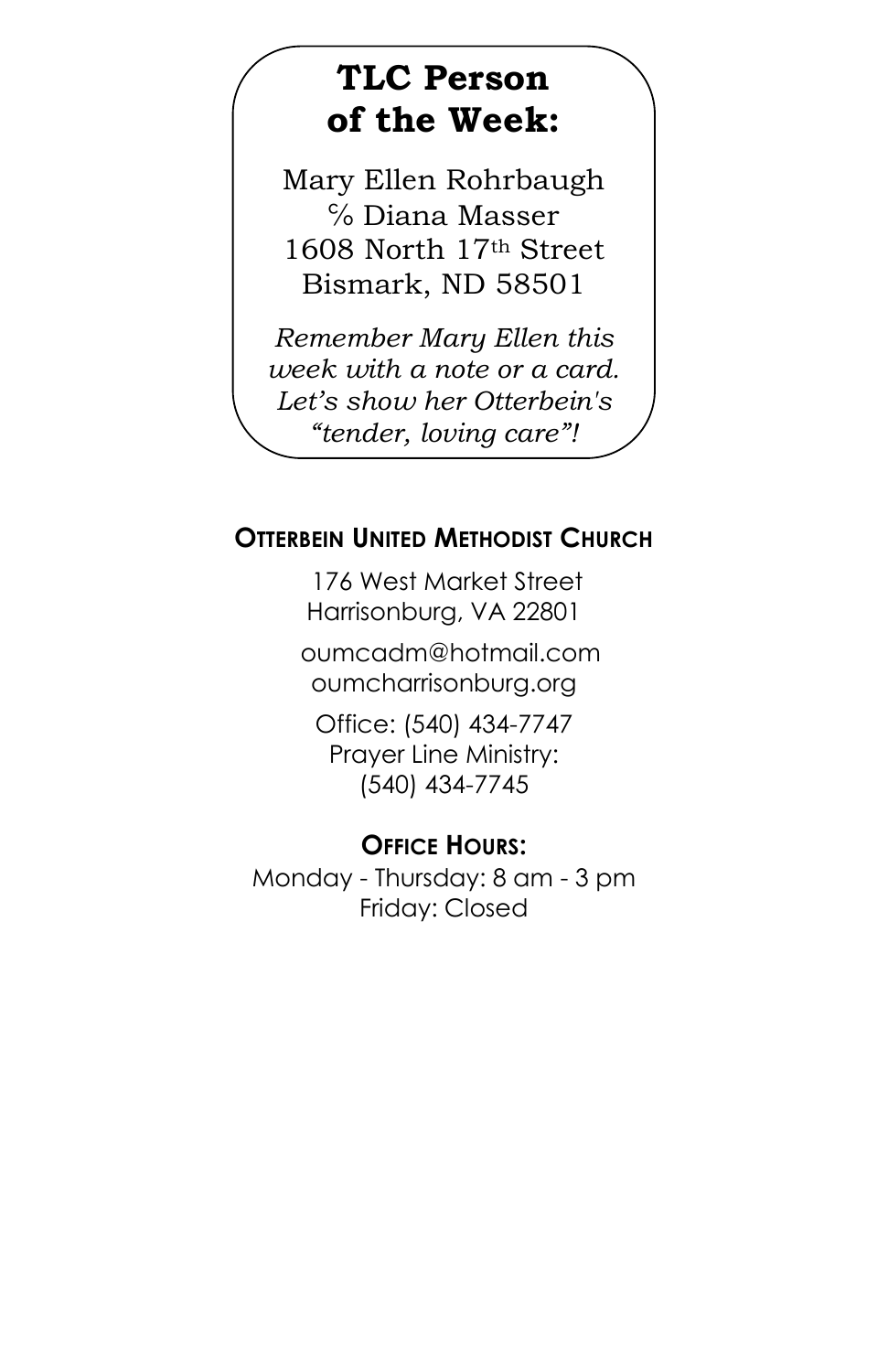## TLC Person of the Week:

Mary Ellen Rohrbaugh
℅ Diana Masser
1608 North 17th Street
Bismark, ND 58501

*Remember Mary Ellen this week with a note or a card. Let's show her Otterbein's "tender, loving care"!*

### OTTERBEIN UNITED METHODIST CHURCH

176 West Market Street
Harrisonburg, VA 22801

oumcadm@hotmail.com
oumcharrisonburg.org

Office: (540) 434-7747
Prayer Line Ministry:
(540) 434-7745

### OFFICE HOURS:

Monday - Thursday: 8 am - 3 pm
Friday: Closed